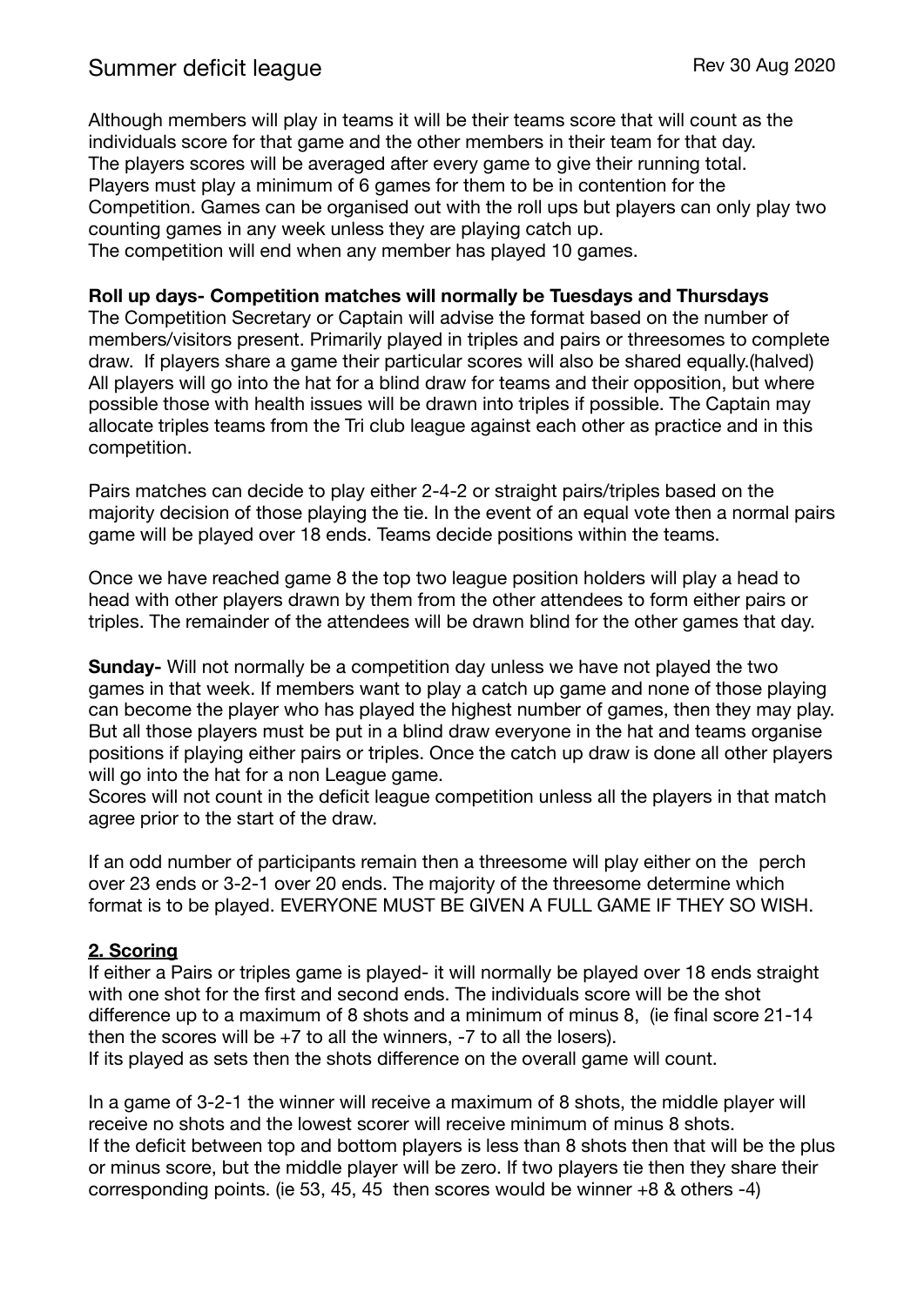# Summer deficit league

Rev 30 Aug 2020

Although members will play in teams it will be their teams score that will count as the individuals score for that game and the other members in their team for that day.
The players scores will be averaged after every game to give their running total.
Players must play a minimum of 6 games for them to be in contention for the Competition. Games can be organised out with the roll ups but players can only play two counting games in any week unless they are playing catch up.
The competition will end when any member has played 10 games.

**Roll up days- Competition matches will normally be Tuesdays and Thursdays**
The Competition Secretary or Captain will advise the format based on the number of members/visitors present. Primarily played in triples and pairs or threesomes to complete draw. If players share a game their particular scores will also be shared equally.(halved)
All players will go into the hat for a blind draw for teams and their opposition, but where possible those with health issues will be drawn into triples if possible. The Captain may allocate triples teams from the Tri club league against each other as practice and in this competition.

Pairs matches can decide to play either 2-4-2 or straight pairs/triples based on the majority decision of those playing the tie. In the event of an equal vote then a normal pairs game will be played over 18 ends. Teams decide positions within the teams.

Once we have reached game 8 the top two league position holders will play a head to head with other players drawn by them from the other attendees to form either pairs or triples. The remainder of the attendees will be drawn blind for the other games that day.

**Sunday-** Will not normally be a competition day unless we have not played the two games in that week. If members want to play a catch up game and none of those playing can become the player who has played the highest number of games, then they may play. But all those players must be put in a blind draw everyone in the hat and teams organise positions if playing either pairs or triples. Once the catch up draw is done all other players will go into the hat for a non League game.
Scores will not count in the deficit league competition unless all the players in that match agree prior to the start of the draw.

If an odd number of participants remain then a threesome will play either on the perch over 23 ends or 3-2-1 over 20 ends. The majority of the threesome determine which format is to be played. EVERYONE MUST BE GIVEN A FULL GAME IF THEY SO WISH.

## 2. Scoring

If either a Pairs or triples game is played- it will normally be played over 18 ends straight with one shot for the first and second ends. The individuals score will be the shot difference up to a maximum of 8 shots and a minimum of minus 8, (ie final score 21-14 then the scores will be +7 to all the winners, -7 to all the losers).
If its played as sets then the shots difference on the overall game will count.

In a game of 3-2-1 the winner will receive a maximum of 8 shots, the middle player will receive no shots and the lowest scorer will receive minimum of minus 8 shots.
If the deficit between top and bottom players is less than 8 shots then that will be the plus or minus score, but the middle player will be zero. If two players tie then they share their corresponding points. (ie 53, 45, 45 then scores would be winner +8 & others -4)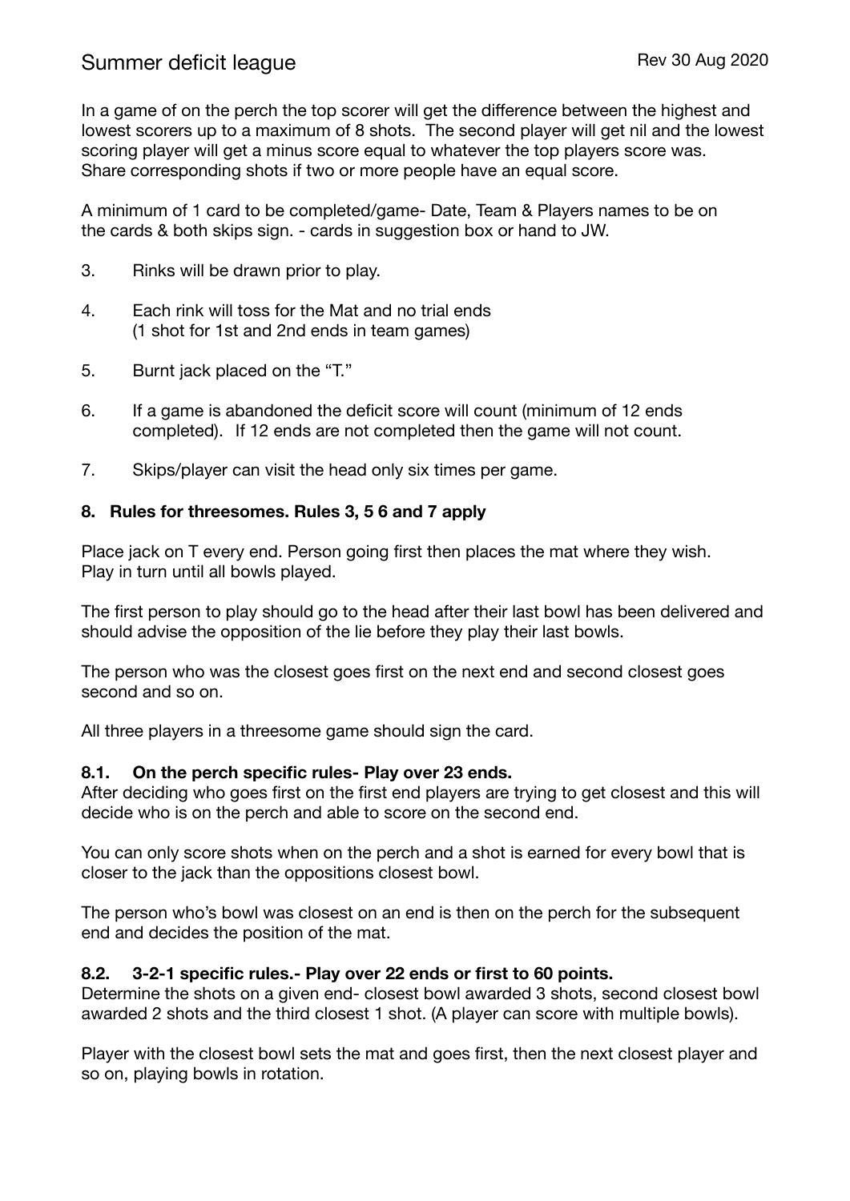# Summer deficit league

Rev 30 Aug 2020

In a game of on the perch the top scorer will get the difference between the highest and lowest scorers up to a maximum of 8 shots. The second player will get nil and the lowest scoring player will get a minus score equal to whatever the top players score was. Share corresponding shots if two or more people have an equal score.

A minimum of 1 card to be completed/game- Date, Team & Players names to be on the cards & both skips sign. - cards in suggestion box or hand to JW.

3. Rinks will be drawn prior to play.

4. Each rink will toss for the Mat and no trial ends (1 shot for 1st and 2nd ends in team games)

5. Burnt jack placed on the "T."

6. If a game is abandoned the deficit score will count (minimum of 12 ends completed). If 12 ends are not completed then the game will not count.

7. Skips/player can visit the head only six times per game.

**8. Rules for threesomes. Rules 3, 5 6 and 7 apply**

Place jack on T every end. Person going first then places the mat where they wish. Play in turn until all bowls played.

The first person to play should go to the head after their last bowl has been delivered and should advise the opposition of the lie before they play their last bowls.

The person who was the closest goes first on the next end and second closest goes second and so on.

All three players in a threesome game should sign the card.

**8.1. On the perch specific rules- Play over 23 ends.**

After deciding who goes first on the first end players are trying to get closest and this will decide who is on the perch and able to score on the second end.

You can only score shots when on the perch and a shot is earned for every bowl that is closer to the jack than the oppositions closest bowl.

The person who's bowl was closest on an end is then on the perch for the subsequent end and decides the position of the mat.

**8.2. 3-2-1 specific rules.- Play over 22 ends or first to 60 points.**

Determine the shots on a given end- closest bowl awarded 3 shots, second closest bowl awarded 2 shots and the third closest 1 shot. (A player can score with multiple bowls).

Player with the closest bowl sets the mat and goes first, then the next closest player and so on, playing bowls in rotation.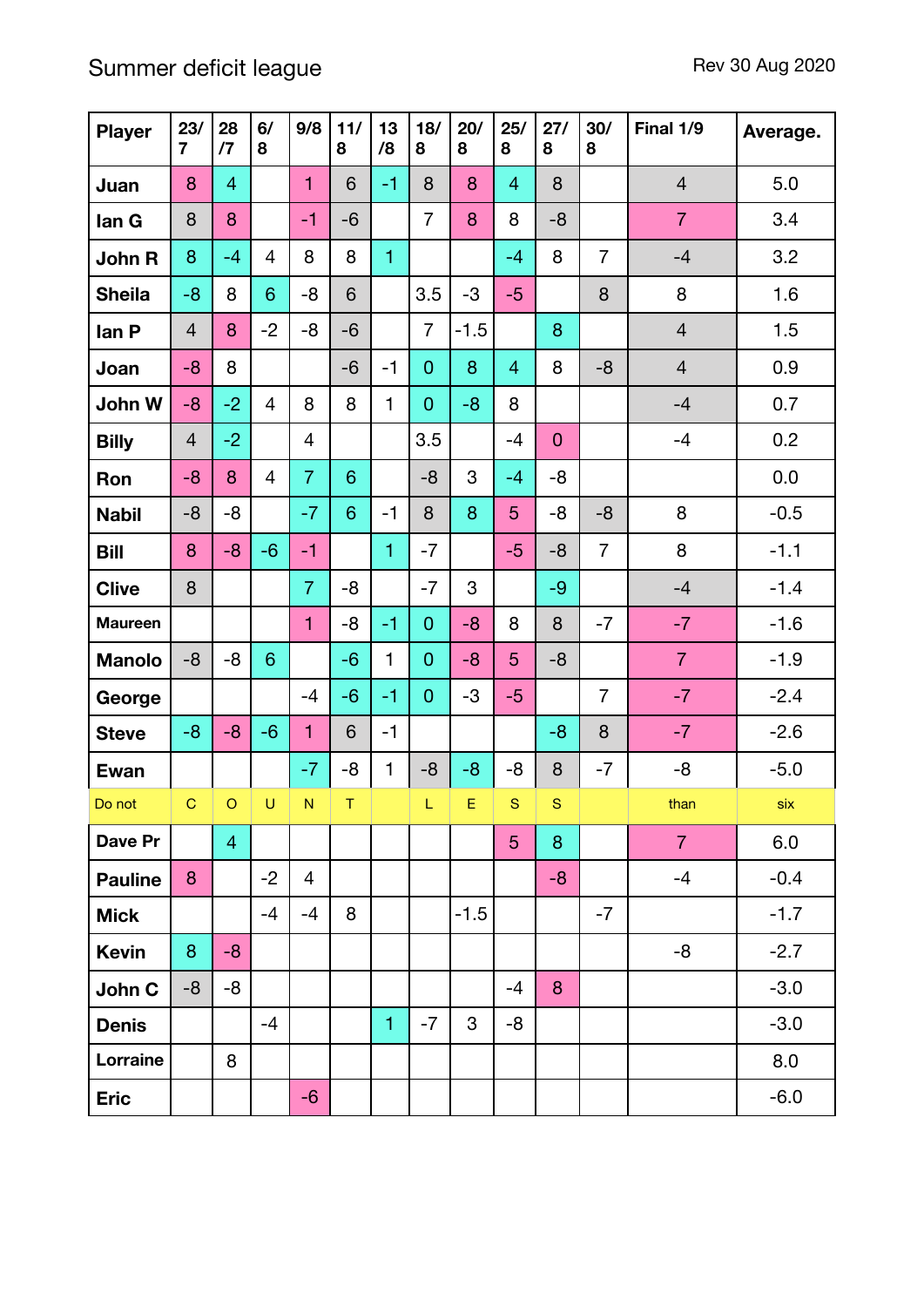# Summer deficit league

Rev 30 Aug 2020

| Player | 23/7 | 28/7 | 6/8 | 9/8 | 11/8 | 13/8 | 18/8 | 20/8 | 25/8 | 27/8 | 30/8 | Final 1/9 | Average. |
|---|---|---|---|---|---|---|---|---|---|---|---|---|---|
| Juan | 8 | 4 | | 1 | 6 | -1 | 8 | 8 | 4 | 8 | | 4 | 5.0 |
| Ian G | 8 | 8 | | -1 | -6 | | 7 | 8 | 8 | -8 | | 7 | 3.4 |
| John R | 8 | -4 | 4 | 8 | 8 | 1 | | | -4 | 8 | 7 | -4 | 3.2 |
| Sheila | -8 | 8 | 6 | -8 | 6 | | 3.5 | -3 | -5 | | 8 | 8 | 1.6 |
| Ian P | 4 | 8 | -2 | -8 | -6 | | 7 | -1.5 | | 8 | | 4 | 1.5 |
| Joan | -8 | 8 | | | -6 | -1 | 0 | 8 | 4 | 8 | -8 | 4 | 0.9 |
| John W | -8 | -2 | 4 | 8 | 8 | 1 | 0 | -8 | 8 | | | -4 | 0.7 |
| Billy | 4 | -2 | | 4 | | | 3.5 | | -4 | 0 | | -4 | 0.2 |
| Ron | -8 | 8 | 4 | 7 | 6 | | -8 | 3 | -4 | -8 | | | 0.0 |
| Nabil | -8 | -8 | | -7 | 6 | -1 | 8 | 8 | 5 | -8 | -8 | 8 | -0.5 |
| Bill | 8 | -8 | -6 | -1 | | 1 | -7 | | -5 | -8 | 7 | 8 | -1.1 |
| Clive | 8 | | | 7 | -8 | | -7 | 3 | | -9 | | -4 | -1.4 |
| Maureen | | | | 1 | -8 | -1 | 0 | -8 | 8 | 8 | -7 | -7 | -1.6 |
| Manolo | -8 | -8 | 6 | | -6 | 1 | 0 | -8 | 5 | -8 | | 7 | -1.9 |
| George | | | | -4 | -6 | -1 | 0 | -3 | -5 | | 7 | -7 | -2.4 |
| Steve | -8 | -8 | -6 | 1 | 6 | -1 | | | | -8 | 8 | -7 | -2.6 |
| Ewan | | | | -7 | -8 | 1 | -8 | -8 | -8 | 8 | -7 | -8 | -5.0 |
| Do not | C | O | U | N | T | | L | E | S | S | | than | six |
| Dave Pr | | 4 | | | | | | | 5 | 8 | | 7 | 6.0 |
| Pauline | 8 | | -2 | 4 | | | | | | -8 | | -4 | -0.4 |
| Mick | | | -4 | -4 | 8 | | | -1.5 | | | -7 | | -1.7 |
| Kevin | 8 | -8 | | | | | | | | | | -8 | -2.7 |
| John C | -8 | -8 | | | | | | | -4 | 8 | | | -3.0 |
| Denis | | | -4 | | | 1 | -7 | 3 | -8 | | | | -3.0 |
| Lorraine | | 8 | | | | | | | | | | | 8.0 |
| Eric | | | | -6 | | | | | | | | | -6.0 |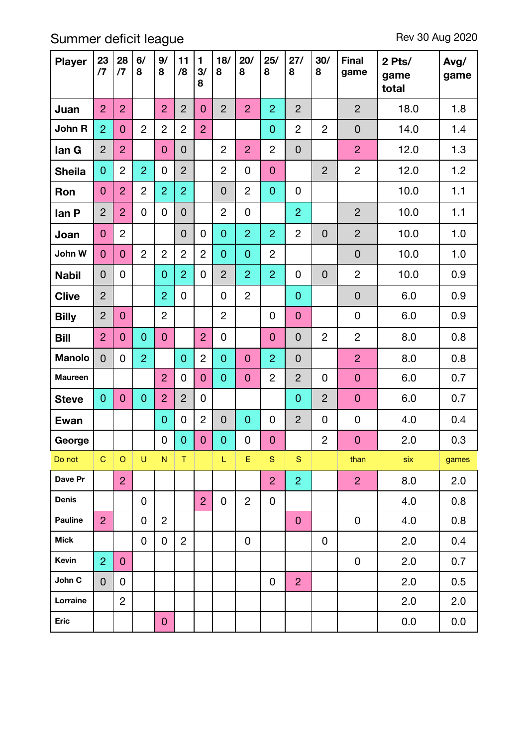Summer deficit league

Rev 30 Aug 2020

| Player | 23/7 | 28/7 | 6/8 | 9/8 | 11/8 | 13/8 | 18/8 | 20/8 | 25/8 | 27/8 | 30/8 | Final game | 2 Pts/ game total | Avg/ game |
|---|---|---|---|---|---|---|---|---|---|---|---|---|---|---|
| Juan | 2 | 2 | | 2 | 2 | 0 | 2 | 2 | 2 | 2 | | 2 | 18.0 | 1.8 |
| John R | 2 | 0 | 2 | 2 | 2 | 2 | | | 0 | 2 | 2 | 0 | 14.0 | 1.4 |
| Ian G | 2 | 2 | | 0 | 0 | | 2 | 2 | 2 | 0 | | 2 | 12.0 | 1.3 |
| Sheila | 0 | 2 | 2 | 0 | 2 | | 2 | 0 | 0 | | 2 | 2 | 12.0 | 1.2 |
| Ron | 0 | 2 | 2 | 2 | 2 | | 0 | 2 | 0 | 0 | | | 10.0 | 1.1 |
| Ian P | 2 | 2 | 0 | 0 | 0 | | 2 | 0 | | 2 | | 2 | 10.0 | 1.1 |
| Joan | 0 | 2 | | | 0 | 0 | 0 | 2 | 2 | 2 | 0 | 2 | 10.0 | 1.0 |
| John W | 0 | 0 | 2 | 2 | 2 | 2 | 0 | 0 | 2 | | | 0 | 10.0 | 1.0 |
| Nabil | 0 | 0 | | 0 | 2 | 0 | 2 | 2 | 2 | 0 | 0 | 2 | 10.0 | 0.9 |
| Clive | 2 | | | 2 | 0 | | 0 | 2 | | 0 | | 0 | 6.0 | 0.9 |
| Billy | 2 | 0 | | 2 | | | 2 | | 0 | 0 | | 0 | 6.0 | 0.9 |
| Bill | 2 | 0 | 0 | 0 | | 2 | 0 | | 0 | 0 | 2 | 2 | 8.0 | 0.8 |
| Manolo | 0 | 0 | 2 | | 0 | 2 | 0 | 0 | 2 | 0 | | 2 | 8.0 | 0.8 |
| Maureen | | | | 2 | 0 | 0 | 0 | 0 | 2 | 2 | 0 | 0 | 6.0 | 0.7 |
| Steve | 0 | 0 | 0 | 2 | 2 | 0 | | | | 0 | 2 | 0 | 6.0 | 0.7 |
| Ewan | | | | 0 | 0 | 2 | 0 | 0 | 0 | 2 | 0 | 0 | 4.0 | 0.4 |
| George | | | | 0 | 0 | 0 | 0 | 0 | 0 | | 2 | 0 | 2.0 | 0.3 |
| Do not | C | O | U | N | T | | L | E | S | S | | than | six | games |
| Dave Pr | | 2 | | | | | | | 2 | 2 | | 2 | 8.0 | 2.0 |
| Denis | | | 0 | | | 2 | 0 | 2 | 0 | | | | 4.0 | 0.8 |
| Pauline | 2 | | 0 | 2 | | | | | | 0 | | 0 | 4.0 | 0.8 |
| Mick | | | 0 | 0 | 2 | | | 0 | | | 0 | | 2.0 | 0.4 |
| Kevin | 2 | 0 | | | | | | | | | | 0 | 2.0 | 0.7 |
| John C | 0 | 0 | | | | | | | 0 | 2 | | | 2.0 | 0.5 |
| Lorraine | | 2 | | | | | | | | | | | 2.0 | 2.0 |
| Eric | | | | 0 | | | | | | | | | 0.0 | 0.0 |